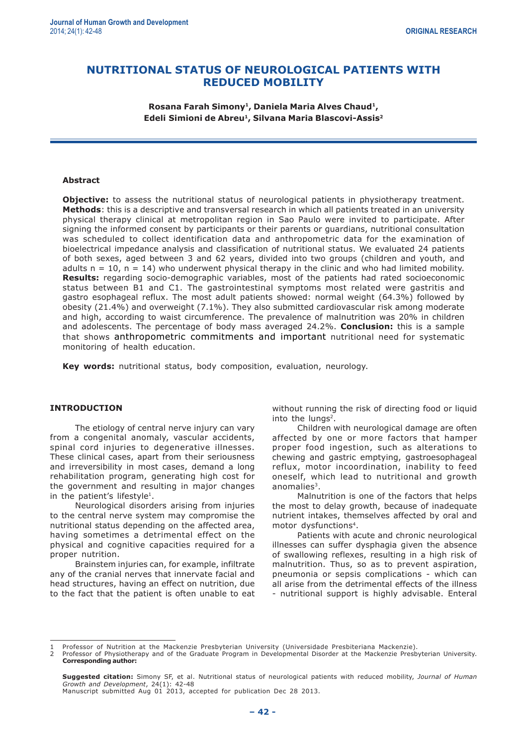ORIGINAL RESEARCH

# NUTRITIONAL STATUS OF NEUROLOGICAL PATIENTS WITH REDUCED MOBILITY

**Rosana Farah Simony[1], Daniela Maria Alves Chaud[1], Edeli Simioni de Abreu[1], Silvana Maria Blascovi-Assis[2]**

## Abstract

**Objective:** to assess the nutritional status of neurological patients in physiotherapy treatment. **Methods**: this is a descriptive and transversal research in which all patients treated in an university physical therapy clinical at metropolitan region in Sao Paulo were invited to participate. After signing the informed consent by participants or their parents or guardians, nutritional consultation was scheduled to collect identification data and anthropometric data for the examination of bioelectrical impedance analysis and classification of nutritional status. We evaluated 24 patients of both sexes, aged between 3 and 62 years, divided into two groups (children and youth, and adults n = 10, n = 14) who underwent physical therapy in the clinic and who had limited mobility. **Results:** regarding socio-demographic variables, most of the patients had rated socioeconomic status between B1 and C1. The gastrointestinal symptoms most related were gastritis and gastro esophageal reflux. The most adult patients showed: normal weight (64.3%) followed by obesity (21.4%) and overweight (7.1%). They also submitted cardiovascular risk among moderate and high, according to waist circumference. The prevalence of malnutrition was 20% in children and adolescents. The percentage of body mass averaged 24.2%. **Conclusion:** this is a sample that shows anthropometric commitments and important nutritional need for systematic monitoring of health education.

**Key words:** nutritional status, body composition, evaluation, neurology.

## INTRODUCTION

The etiology of central nerve injury can vary from a congenital anomaly, vascular accidents, spinal cord injuries to degenerative illnesses. These clinical cases, apart from their seriousness and irreversibility in most cases, demand a long rehabilitation program, generating high cost for the government and resulting in major changes in the patient's lifestyle[1].

Neurological disorders arising from injuries to the central nerve system may compromise the nutritional status depending on the affected area, having sometimes a detrimental effect on the physical and cognitive capacities required for a proper nutrition.

Brainstem injuries can, for example, infiltrate any of the cranial nerves that innervate facial and head structures, having an effect on nutrition, due to the fact that the patient is often unable to eat without running the risk of directing food or liquid into the lungs[2].

Children with neurological damage are often affected by one or more factors that hamper proper food ingestion, such as alterations to chewing and gastric emptying, gastroesophageal reflux, motor incoordination, inability to feed oneself, which lead to nutritional and growth anomalies[3].

Malnutrition is one of the factors that helps the most to delay growth, because of inadequate nutrient intakes, themselves affected by oral and motor dysfunctions[4].

Patients with acute and chronic neurological illnesses can suffer dysphagia given the absence of swallowing reflexes, resulting in a high risk of malnutrition. Thus, so as to prevent aspiration, pneumonia or sepsis complications - which can all arise from the detrimental effects of the illness - nutritional support is highly advisable. Enteral

---

1 Professor of Nutrition at the Mackenzie Presbyterian University (Universidade Presbiteriana Mackenzie).
2 Professor of Physiotherapy and of the Graduate Program in Developmental Disorder at the Mackenzie Presbyterian University.
**Corresponding author:**

**Suggested citation:** Simony SF, et al. Nutritional status of neurological patients with reduced mobility, *Journal of Human Growth and Development*, 24(1): 42-48
Manuscript submitted Aug 01 2013, accepted for publication Dec 28 2013.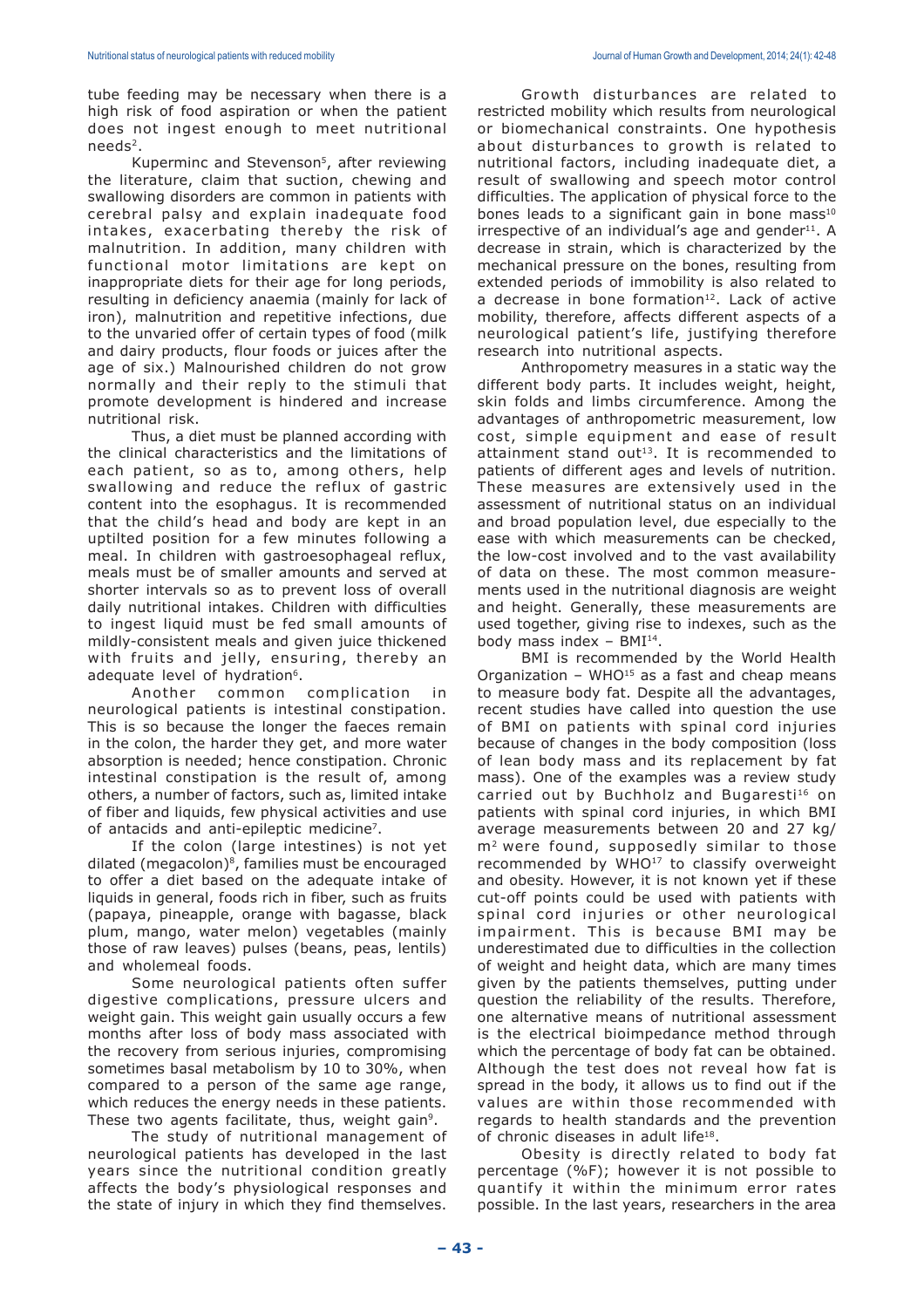tube feeding may be necessary when there is a high risk of food aspiration or when the patient does not ingest enough to meet nutritional needs[2].

Kuperminc and Stevenson[5], after reviewing the literature, claim that suction, chewing and swallowing disorders are common in patients with cerebral palsy and explain inadequate food intakes, exacerbating thereby the risk of malnutrition. In addition, many children with functional motor limitations are kept on inappropriate diets for their age for long periods, resulting in deficiency anaemia (mainly for lack of iron), malnutrition and repetitive infections, due to the unvaried offer of certain types of food (milk and dairy products, flour foods or juices after the age of six.) Malnourished children do not grow normally and their reply to the stimuli that promote development is hindered and increase nutritional risk.

Thus, a diet must be planned according with the clinical characteristics and the limitations of each patient, so as to, among others, help swallowing and reduce the reflux of gastric content into the esophagus. It is recommended that the child's head and body are kept in an uptilted position for a few minutes following a meal. In children with gastroesophageal reflux, meals must be of smaller amounts and served at shorter intervals so as to prevent loss of overall daily nutritional intakes. Children with difficulties to ingest liquid must be fed small amounts of mildly-consistent meals and given juice thickened with fruits and jelly, ensuring, thereby an adequate level of hydration[6].

Another common complication in neurological patients is intestinal constipation. This is so because the longer the faeces remain in the colon, the harder they get, and more water absorption is needed; hence constipation. Chronic intestinal constipation is the result of, among others, a number of factors, such as, limited intake of fiber and liquids, few physical activities and use of antacids and anti-epileptic medicine[7].

If the colon (large intestines) is not yet dilated (megacolon)[8], families must be encouraged to offer a diet based on the adequate intake of liquids in general, foods rich in fiber, such as fruits (papaya, pineapple, orange with bagasse, black plum, mango, water melon) vegetables (mainly those of raw leaves) pulses (beans, peas, lentils) and wholemeal foods.

Some neurological patients often suffer digestive complications, pressure ulcers and weight gain. This weight gain usually occurs a few months after loss of body mass associated with the recovery from serious injuries, compromising sometimes basal metabolism by 10 to 30%, when compared to a person of the same age range, which reduces the energy needs in these patients. These two agents facilitate, thus, weight gain[9].

The study of nutritional management of neurological patients has developed in the last years since the nutritional condition greatly affects the body's physiological responses and the state of injury in which they find themselves.

Growth disturbances are related to restricted mobility which results from neurological or biomechanical constraints. One hypothesis about disturbances to growth is related to nutritional factors, including inadequate diet, a result of swallowing and speech motor control difficulties. The application of physical force to the bones leads to a significant gain in bone mass[10] irrespective of an individual's age and gender[11]. A decrease in strain, which is characterized by the mechanical pressure on the bones, resulting from extended periods of immobility is also related to a decrease in bone formation[12]. Lack of active mobility, therefore, affects different aspects of a neurological patient's life, justifying therefore research into nutritional aspects.

Anthropometry measures in a static way the different body parts. It includes weight, height, skin folds and limbs circumference. Among the advantages of anthropometric measurement, low cost, simple equipment and ease of result attainment stand out[13]. It is recommended to patients of different ages and levels of nutrition. These measures are extensively used in the assessment of nutritional status on an individual and broad population level, due especially to the ease with which measurements can be checked, the low-cost involved and to the vast availability of data on these. The most common measurements used in the nutritional diagnosis are weight and height. Generally, these measurements are used together, giving rise to indexes, such as the body mass index – BMI[14].

BMI is recommended by the World Health Organization – WHO[15] as a fast and cheap means to measure body fat. Despite all the advantages, recent studies have called into question the use of BMI on patients with spinal cord injuries because of changes in the body composition (loss of lean body mass and its replacement by fat mass). One of the examples was a review study carried out by Buchholz and Bugaresti[16] on patients with spinal cord injuries, in which BMI average measurements between 20 and 27 kg/m$^2$ were found, supposedly similar to those recommended by WHO[17] to classify overweight and obesity. However, it is not known yet if these cut-off points could be used with patients with spinal cord injuries or other neurological impairment. This is because BMI may be underestimated due to difficulties in the collection of weight and height data, which are many times given by the patients themselves, putting under question the reliability of the results. Therefore, one alternative means of nutritional assessment is the electrical bioimpedance method through which the percentage of body fat can be obtained. Although the test does not reveal how fat is spread in the body, it allows us to find out if the values are within those recommended with regards to health standards and the prevention of chronic diseases in adult life[18].

Obesity is directly related to body fat percentage (%F); however it is not possible to quantify it within the minimum error rates possible. In the last years, researchers in the area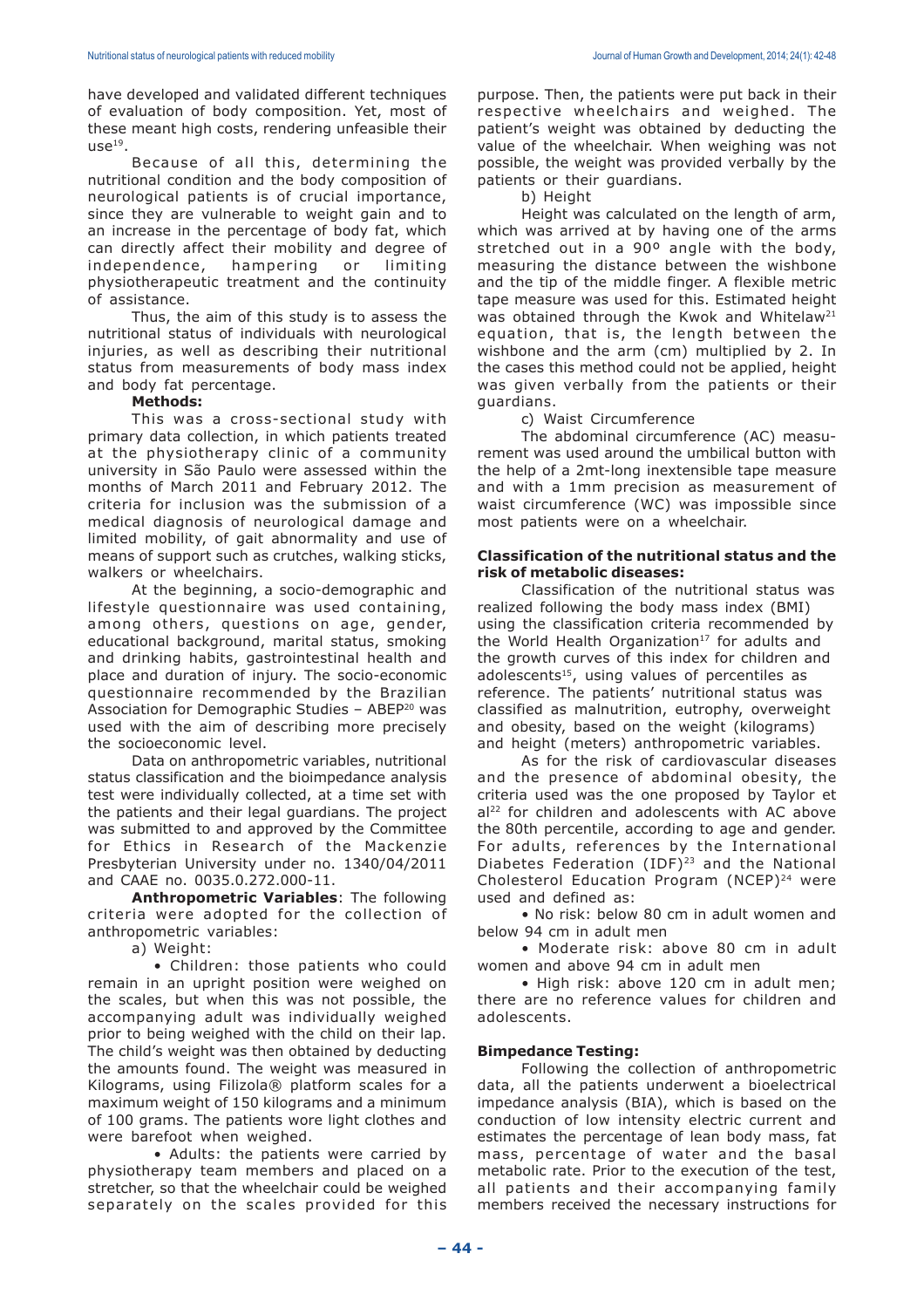have developed and validated different techniques of evaluation of body composition. Yet, most of these meant high costs, rendering unfeasible their use[19].

Because of all this, determining the nutritional condition and the body composition of neurological patients is of crucial importance, since they are vulnerable to weight gain and to an increase in the percentage of body fat, which can directly affect their mobility and degree of independence, hampering or limiting physiotherapeutic treatment and the continuity of assistance.

Thus, the aim of this study is to assess the nutritional status of individuals with neurological injuries, as well as describing their nutritional status from measurements of body mass index and body fat percentage.

**Methods:**

This was a cross-sectional study with primary data collection, in which patients treated at the physiotherapy clinic of a community university in São Paulo were assessed within the months of March 2011 and February 2012. The criteria for inclusion was the submission of a medical diagnosis of neurological damage and limited mobility, of gait abnormality and use of means of support such as crutches, walking sticks, walkers or wheelchairs.

At the beginning, a socio-demographic and lifestyle questionnaire was used containing, among others, questions on age, gender, educational background, marital status, smoking and drinking habits, gastrointestinal health and place and duration of injury. The socio-economic questionnaire recommended by the Brazilian Association for Demographic Studies – ABEP[20] was used with the aim of describing more precisely the socioeconomic level.

Data on anthropometric variables, nutritional status classification and the bioimpedance analysis test were individually collected, at a time set with the patients and their legal guardians. The project was submitted to and approved by the Committee for Ethics in Research of the Mackenzie Presbyterian University under no. 1340/04/2011 and CAAE no. 0035.0.272.000-11.

**Anthropometric Variables**: The following criteria were adopted for the collection of anthropometric variables:

a) Weight:

• Children: those patients who could remain in an upright position were weighed on the scales, but when this was not possible, the accompanying adult was individually weighed prior to being weighed with the child on their lap. The child's weight was then obtained by deducting the amounts found. The weight was measured in Kilograms, using Filizola® platform scales for a maximum weight of 150 kilograms and a minimum of 100 grams. The patients wore light clothes and were barefoot when weighed.

• Adults: the patients were carried by physiotherapy team members and placed on a stretcher, so that the wheelchair could be weighed separately on the scales provided for this purpose. Then, the patients were put back in their respective wheelchairs and weighed. The patient's weight was obtained by deducting the value of the wheelchair. When weighing was not possible, the weight was provided verbally by the patients or their guardians.

b) Height

Height was calculated on the length of arm, which was arrived at by having one of the arms stretched out in a 90º angle with the body, measuring the distance between the wishbone and the tip of the middle finger. A flexible metric tape measure was used for this. Estimated height was obtained through the Kwok and Whitelaw[21] equation, that is, the length between the wishbone and the arm (cm) multiplied by 2. In the cases this method could not be applied, height was given verbally from the patients or their guardians.

c) Waist Circumference

The abdominal circumference (AC) measurement was used around the umbilical button with the help of a 2mt-long inextensible tape measure and with a 1mm precision as measurement of waist circumference (WC) was impossible since most patients were on a wheelchair.

**Classification of the nutritional status and the risk of metabolic diseases:**

Classification of the nutritional status was realized following the body mass index (BMI) using the classification criteria recommended by the World Health Organization[17] for adults and the growth curves of this index for children and adolescents[15], using values of percentiles as reference. The patients' nutritional status was classified as malnutrition, eutrophy, overweight and obesity, based on the weight (kilograms) and height (meters) anthropometric variables.

As for the risk of cardiovascular diseases and the presence of abdominal obesity, the criteria used was the one proposed by Taylor et al[22] for children and adolescents with AC above the 80th percentile, according to age and gender. For adults, references by the International Diabetes Federation (IDF)[23] and the National Cholesterol Education Program (NCEP)[24] were used and defined as:

• No risk: below 80 cm in adult women and below 94 cm in adult men

• Moderate risk: above 80 cm in adult women and above 94 cm in adult men

• High risk: above 120 cm in adult men; there are no reference values for children and adolescents.

**Bimpedance Testing:**

Following the collection of anthropometric data, all the patients underwent a bioelectrical impedance analysis (BIA), which is based on the conduction of low intensity electric current and estimates the percentage of lean body mass, fat mass, percentage of water and the basal metabolic rate. Prior to the execution of the test, all patients and their accompanying family members received the necessary instructions for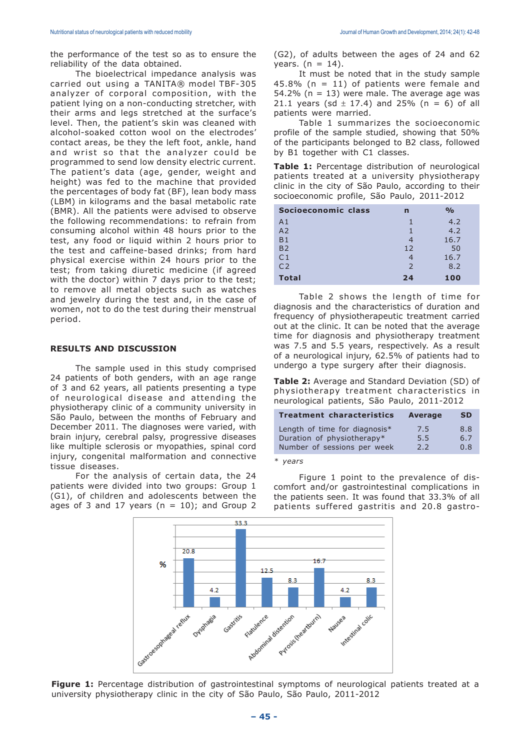the performance of the test so as to ensure the reliability of the data obtained.

The bioelectrical impedance analysis was carried out using a TANITA® model TBF-305 analyzer of corporal composition, with the patient lying on a non-conducting stretcher, with their arms and legs stretched at the surface's level. Then, the patient's skin was cleaned with alcohol-soaked cotton wool on the electrodes' contact areas, be they the left foot, ankle, hand and wrist so that the analyzer could be programmed to send low density electric current. The patient's data (age, gender, weight and height) was fed to the machine that provided the percentages of body fat (BF), lean body mass (LBM) in kilograms and the basal metabolic rate (BMR). All the patients were advised to observe the following recommendations: to refrain from consuming alcohol within 48 hours prior to the test, any food or liquid within 2 hours prior to the test and caffeine-based drinks; from hard physical exercise within 24 hours prior to the test; from taking diuretic medicine (if agreed with the doctor) within 7 days prior to the test; to remove all metal objects such as watches and jewelry during the test and, in the case of women, not to do the test during their menstrual period.

## RESULTS AND DISCUSSION

The sample used in this study comprised 24 patients of both genders, with an age range of 3 and 62 years, all patients presenting a type of neurological disease and attending the physiotherapy clinic of a community university in São Paulo, between the months of February and December 2011. The diagnoses were varied, with brain injury, cerebral palsy, progressive diseases like multiple sclerosis or myopathies, spinal cord injury, congenital malformation and connective tissue diseases.

For the analysis of certain data, the 24 patients were divided into two groups: Group 1 (G1), of children and adolescents between the ages of 3 and 17 years (n = 10); and Group 2 (G2), of adults between the ages of 24 and 62 years. (n = 14).

It must be noted that in the study sample 45.8% (n = 11) of patients were female and 54.2% (n = 13) were male. The average age was 21.1 years (sd ± 17.4) and 25% (n = 6) of all patients were married.

Table 1 summarizes the socioeconomic profile of the sample studied, showing that 50% of the participants belonged to B2 class, followed by B1 together with C1 classes.

**Table 1:** Percentage distribution of neurological patients treated at a university physiotherapy clinic in the city of São Paulo, according to their socioeconomic profile, São Paulo, 2011-2012

| Socioeconomic class | n | % |
|---|---|---|
| A1 | 1 | 4.2 |
| A2 | 1 | 4.2 |
| B1 | 4 | 16.7 |
| B2 | 12 | 50 |
| C1 | 4 | 16.7 |
| C2 | 2 | 8.2 |
| **Total** | **24** | **100** |

Table 2 shows the length of time for diagnosis and the characteristics of duration and frequency of physiotherapeutic treatment carried out at the clinic. It can be noted that the average time for diagnosis and physiotherapy treatment was 7.5 and 5.5 years, respectively. As a result of a neurological injury, 62.5% of patients had to undergo a type surgery after their diagnosis.

**Table 2:** Average and Standard Deviation (SD) of physiotherapy treatment characteristics in neurological patients, São Paulo, 2011-2012

| Treatment characteristics | Average | SD |
|---|---|---|
| Length of time for diagnosis* | 7.5 | 8.8 |
| Duration of physiotherapy* | 5.5 | 6.7 |
| Number of sessions per week | 2.2 | 0.8 |

\* *years*

Figure 1 point to the prevalence of discomfort and/or gastrointestinal complications in the patients seen. It was found that 33.3% of all patients suffered gastritis and 20.8 gastro-

**Figure 1:** Percentage distribution of gastrointestinal symptoms of neurological patients treated at a university physiotherapy clinic in the city of São Paulo, São Paulo, 2011-2012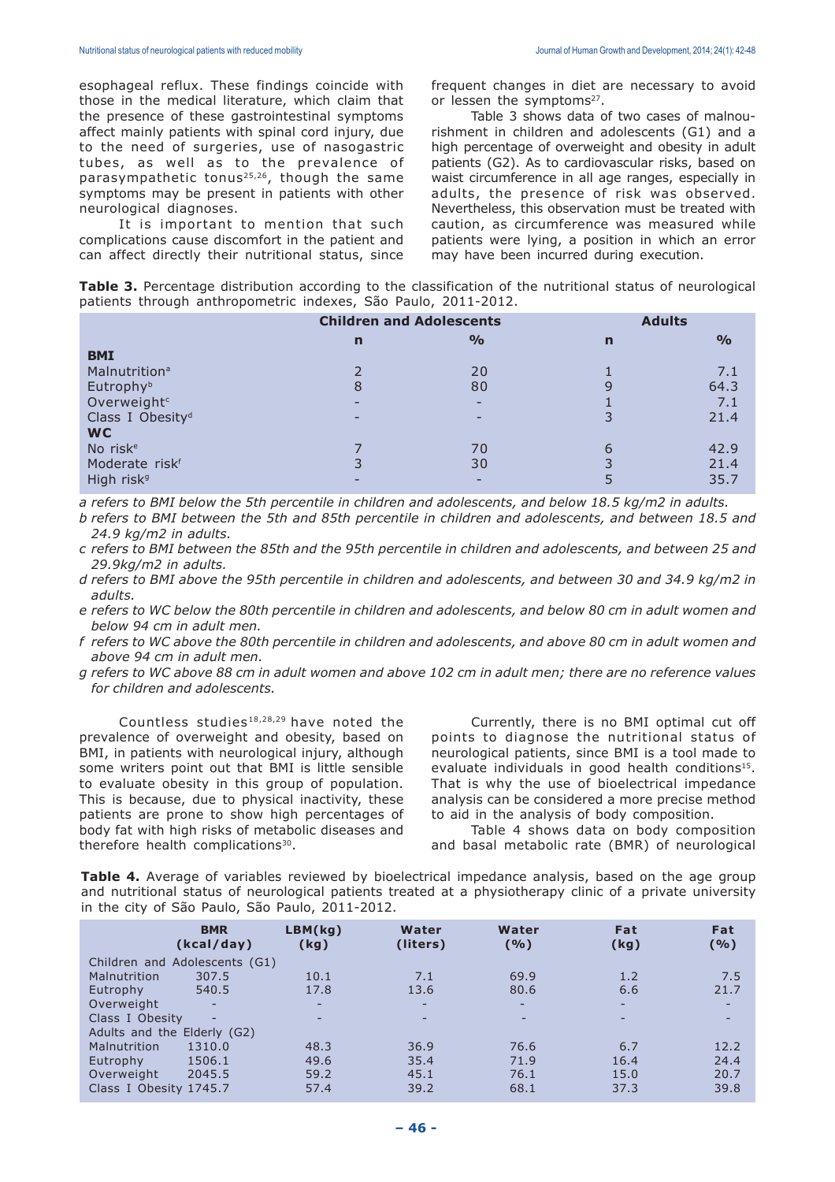esophageal reflux. These findings coincide with those in the medical literature, which claim that the presence of these gastrointestinal symptoms affect mainly patients with spinal cord injury, due to the need of surgeries, use of nasogastric tubes, as well as to the prevalence of parasympathetic tonus[25,26], though the same symptoms may be present in patients with other neurological diagnoses.

It is important to mention that such complications cause discomfort in the patient and can affect directly their nutritional status, since frequent changes in diet are necessary to avoid or lessen the symptoms[27].

Table 3 shows data of two cases of malnourishment in children and adolescents (G1) and a high percentage of overweight and obesity in adult patients (G2). As to cardiovascular risks, based on waist circumference in all age ranges, especially in adults, the presence of risk was observed. Nevertheless, this observation must be treated with caution, as circumference was measured while patients were lying, a position in which an error may have been incurred during execution.

**Table 3.** Percentage distribution according to the classification of the nutritional status of neurological patients through anthropometric indexes, São Paulo, 2011-2012.

| | Children and Adolescents | | Adults | |
|---|---|---|---|---|
| | n | % | n | % |
| **BMI** | | | | |
| Malnutrition[a] | 2 | 20 | 1 | 7.1 |
| Eutrophy[b] | 8 | 80 | 9 | 64.3 |
| Overweight[c] | - | - | 1 | 7.1 |
| Class I Obesity[d] | - | - | 3 | 21.4 |
| **WC** | | | | |
| No risk[e] | 7 | 70 | 6 | 42.9 |
| Moderate risk[f] | 3 | 30 | 3 | 21.4 |
| High risk[g] | - | - | 5 | 35.7 |

*a refers to BMI below the 5th percentile in children and adolescents, and below 18.5 kg/m2 in adults.*

*b refers to BMI between the 5th and 85th percentile in children and adolescents, and between 18.5 and 24.9 kg/m2 in adults.*

*c refers to BMI between the 85th and the 95th percentile in children and adolescents, and between 25 and 29.9kg/m2 in adults.*

*d refers to BMI above the 95th percentile in children and adolescents, and between 30 and 34.9 kg/m2 in adults.*

*e refers to WC below the 80th percentile in children and adolescents, and below 80 cm in adult women and below 94 cm in adult men.*

*f refers to WC above the 80th percentile in children and adolescents, and above 80 cm in adult women and above 94 cm in adult men.*

*g refers to WC above 88 cm in adult women and above 102 cm in adult men; there are no reference values for children and adolescents.*

Countless studies[18,28,29] have noted the prevalence of overweight and obesity, based on BMI, in patients with neurological injury, although some writers point out that BMI is little sensible to evaluate obesity in this group of population. This is because, due to physical inactivity, these patients are prone to show high percentages of body fat with high risks of metabolic diseases and therefore health complications[30].

Currently, there is no BMI optimal cut off points to diagnose the nutritional status of neurological patients, since BMI is a tool made to evaluate individuals in good health conditions[15]. That is why the use of bioelectrical impedance analysis can be considered a more precise method to aid in the analysis of body composition.

Table 4 shows data on body composition and basal metabolic rate (BMR) of neurological

**Table 4.** Average of variables reviewed by bioelectrical impedance analysis, based on the age group and nutritional status of neurological patients treated at a physiotherapy clinic of a private university in the city of São Paulo, São Paulo, 2011-2012.

| | BMR (kcal/day) | LBM(kg) (kg) | Water (liters) | Water (%) | Fat (kg) | Fat (%) |
|---|---|---|---|---|---|---|
| Children and Adolescents (G1) | | | | | | |
| Malnutrition | 307.5 | 10.1 | 7.1 | 69.9 | 1.2 | 7.5 |
| Eutrophy | 540.5 | 17.8 | 13.6 | 80.6 | 6.6 | 21.7 |
| Overweight | - | - | - | - | - | - |
| Class I Obesity | - | - | - | - | - | - |
| Adults and the Elderly (G2) | | | | | | |
| Malnutrition | 1310.0 | 48.3 | 36.9 | 76.6 | 6.7 | 12.2 |
| Eutrophy | 1506.1 | 49.6 | 35.4 | 71.9 | 16.4 | 24.4 |
| Overweight | 2045.5 | 59.2 | 45.1 | 76.1 | 15.0 | 20.7 |
| Class I Obesity | 1745.7 | 57.4 | 39.2 | 68.1 | 37.3 | 39.8 |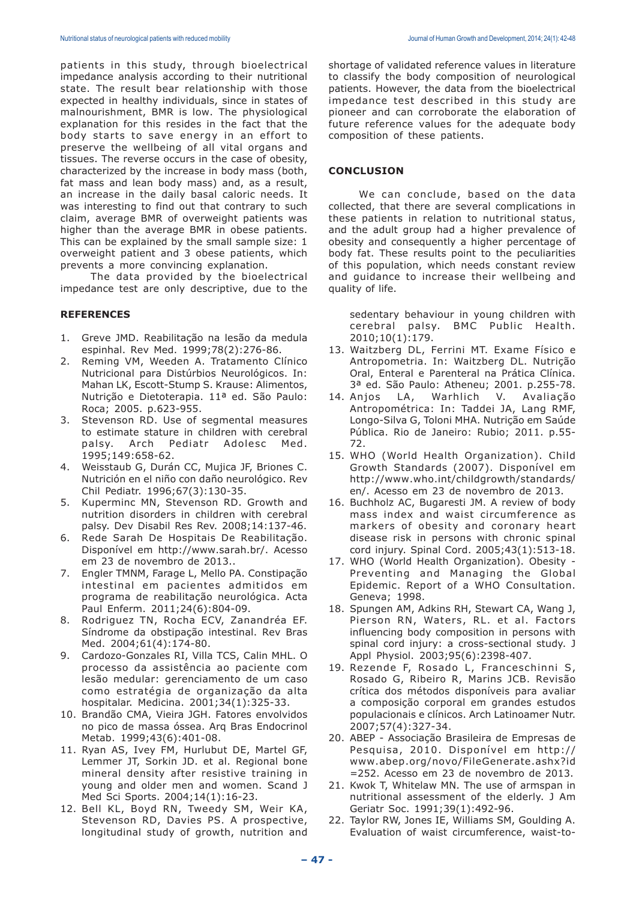patients in this study, through bioelectrical impedance analysis according to their nutritional state. The result bear relationship with those expected in healthy individuals, since in states of malnourishment, BMR is low. The physiological explanation for this resides in the fact that the body starts to save energy in an effort to preserve the wellbeing of all vital organs and tissues. The reverse occurs in the case of obesity, characterized by the increase in body mass (both, fat mass and lean body mass) and, as a result, an increase in the daily basal caloric needs. It was interesting to find out that contrary to such claim, average BMR of overweight patients was higher than the average BMR in obese patients. This can be explained by the small sample size: 1 overweight patient and 3 obese patients, which prevents a more convincing explanation.

The data provided by the bioelectrical impedance test are only descriptive, due to the shortage of validated reference values in literature to classify the body composition of neurological patients. However, the data from the bioelectrical impedance test described in this study are pioneer and can corroborate the elaboration of future reference values for the adequate body composition of these patients.

## CONCLUSION

We can conclude, based on the data collected, that there are several complications in these patients in relation to nutritional status, and the adult group had a higher prevalence of obesity and consequently a higher percentage of body fat. These results point to the peculiarities of this population, which needs constant review and guidance to increase their wellbeing and quality of life.

## REFERENCES

1. Greve JMD. Reabilitação na lesão da medula espinhal. Rev Med. 1999;78(2):276-86.
2. Reming VM, Weeden A. Tratamento Clínico Nutricional para Distúrbios Neurológicos. In: Mahan LK, Escott-Stump S. Krause: Alimentos, Nutrição e Dietoterapia. 11ª ed. São Paulo: Roca; 2005. p.623-955.
3. Stevenson RD. Use of segmental measures to estimate stature in children with cerebral palsy. Arch Pediatr Adolesc Med. 1995;149:658-62.
4. Weisstaub G, Durán CC, Mujica JF, Briones C. Nutrición en el niño con daño neurológico. Rev Chil Pediatr. 1996;67(3):130-35.
5. Kuperminc MN, Stevenson RD. Growth and nutrition disorders in children with cerebral palsy. Dev Disabil Res Rev. 2008;14:137-46.
6. Rede Sarah De Hospitais De Reabilitação. Disponível em http://www.sarah.br/. Acesso em 23 de novembro de 2013..
7. Engler TMNM, Farage L, Mello PA. Constipação intestinal em pacientes admitidos em programa de reabilitação neurológica. Acta Paul Enferm. 2011;24(6):804-09.
8. Rodriguez TN, Rocha ECV, Zanandréa EF. Síndrome da obstipação intestinal. Rev Bras Med. 2004;61(4):174-80.
9. Cardozo-Gonzales RI, Villa TCS, Calin MHL. O processo da assistência ao paciente com lesão medular: gerenciamento de um caso como estratégia de organização da alta hospitalar. Medicina. 2001;34(1):325-33.
10. Brandão CMA, Vieira JGH. Fatores envolvidos no pico de massa óssea. Arq Bras Endocrinol Metab. 1999;43(6):401-08.
11. Ryan AS, Ivey FM, Hurlubut DE, Martel GF, Lemmer JT, Sorkin JD. et al. Regional bone mineral density after resistive training in young and older men and women. Scand J Med Sci Sports. 2004;14(1):16-23.
12. Bell KL, Boyd RN, Tweedy SM, Weir KA, Stevenson RD, Davies PS. A prospective, longitudinal study of growth, nutrition and sedentary behaviour in young children with cerebral palsy. BMC Public Health. 2010;10(1):179.
13. Waitzberg DL, Ferrini MT. Exame Físico e Antropometria. In: Waitzberg DL. Nutrição Oral, Enteral e Parenteral na Prática Clínica. 3ª ed. São Paulo: Atheneu; 2001. p.255-78.
14. Anjos LA, Warhlich V. Avaliação Antropométrica: In: Taddei JA, Lang RMF, Longo-Silva G, Toloni MHA. Nutrição em Saúde Pública. Rio de Janeiro: Rubio; 2011. p.55-72.
15. WHO (World Health Organization). Child Growth Standards (2007). Disponível em http://www.who.int/childgrowth/standards/en/. Acesso em 23 de novembro de 2013.
16. Buchholz AC, Bugaresti JM. A review of body mass index and waist circumference as markers of obesity and coronary heart disease risk in persons with chronic spinal cord injury. Spinal Cord. 2005;43(1):513-18.
17. WHO (World Health Organization). Obesity - Preventing and Managing the Global Epidemic. Report of a WHO Consultation. Geneva; 1998.
18. Spungen AM, Adkins RH, Stewart CA, Wang J, Pierson RN, Waters, RL. et al. Factors influencing body composition in persons with spinal cord injury: a cross-sectional study. J Appl Physiol. 2003;95(6):2398-407.
19. Rezende F, Rosado L, Franceschinni S, Rosado G, Ribeiro R, Marins JCB. Revisão crítica dos métodos disponíveis para avaliar a composição corporal em grandes estudos populacionais e clínicos. Arch Latinoamer Nutr. 2007;57(4):327-34.
20. ABEP - Associação Brasileira de Empresas de Pesquisa, 2010. Disponível em http://www.abep.org/novo/FileGenerate.ashx?id=252. Acesso em 23 de novembro de 2013.
21. Kwok T, Whitelaw MN. The use of armspan in nutritional assessment of the elderly. J Am Geriatr Soc. 1991;39(1):492-96.
22. Taylor RW, Jones IE, Williams SM, Goulding A. Evaluation of waist circumference, waist-to-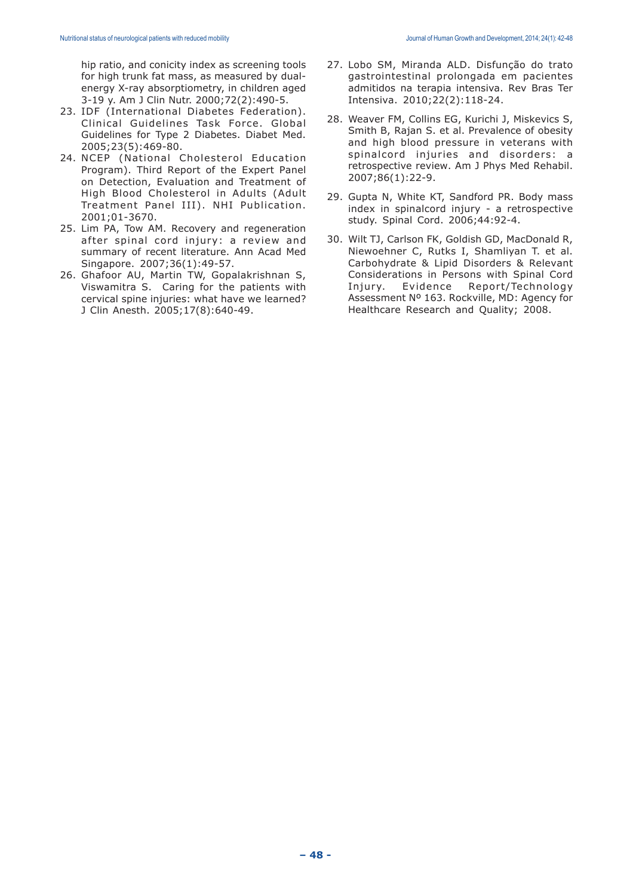hip ratio, and conicity index as screening tools for high trunk fat mass, as measured by dual-energy X-ray absorptiometry, in children aged 3-19 y. Am J Clin Nutr. 2000;72(2):490-5.

23. IDF (International Diabetes Federation). Clinical Guidelines Task Force. Global Guidelines for Type 2 Diabetes. Diabet Med. 2005;23(5):469-80.
24. NCEP (National Cholesterol Education Program). Third Report of the Expert Panel on Detection, Evaluation and Treatment of High Blood Cholesterol in Adults (Adult Treatment Panel III). NHI Publication. 2001;01-3670.
25. Lim PA, Tow AM. Recovery and regeneration after spinal cord injury: a review and summary of recent literature. Ann Acad Med Singapore. 2007;36(1):49-57.
26. Ghafoor AU, Martin TW, Gopalakrishnan S, Viswamitra S. Caring for the patients with cervical spine injuries: what have we learned? J Clin Anesth. 2005;17(8):640-49.
27. Lobo SM, Miranda ALD. Disfunção do trato gastrointestinal prolongada em pacientes admitidos na terapia intensiva. Rev Bras Ter Intensiva. 2010;22(2):118-24.
28. Weaver FM, Collins EG, Kurichi J, Miskevics S, Smith B, Rajan S. et al. Prevalence of obesity and high blood pressure in veterans with spinalcord injuries and disorders: a retrospective review. Am J Phys Med Rehabil. 2007;86(1):22-9.
29. Gupta N, White KT, Sandford PR. Body mass index in spinalcord injury - a retrospective study. Spinal Cord. 2006;44:92-4.
30. Wilt TJ, Carlson FK, Goldish GD, MacDonald R, Niewoehner C, Rutks I, Shamliyan T. et al. Carbohydrate & Lipid Disorders & Relevant Considerations in Persons with Spinal Cord Injury. Evidence Report/Technology Assessment Nº 163. Rockville, MD: Agency for Healthcare Research and Quality; 2008.